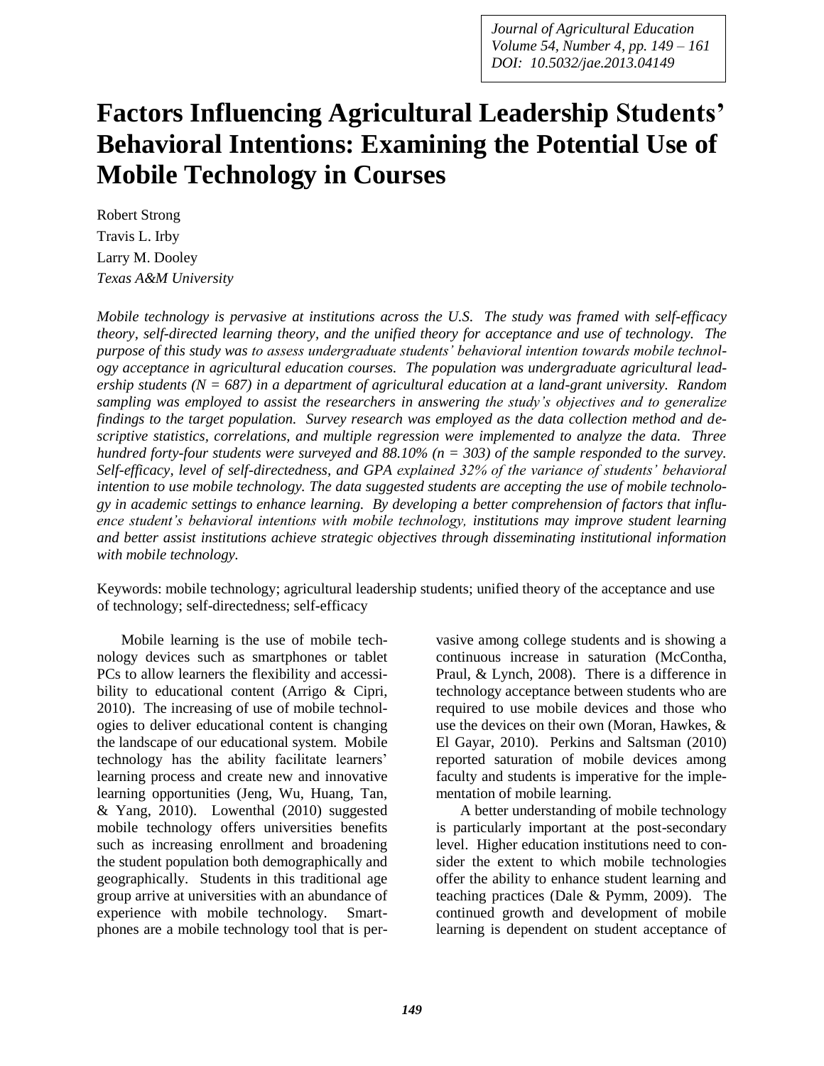# Factors Influencing Agricultural Leadership Students' Behavioral Intentions: Examining the Potential Use of Mobile Technology in Courses

Robert Strong
Travis L. Irby
Larry M. Dooley
*Texas A&M University*

*Mobile technology is pervasive at institutions across the U.S. The study was framed with self-efficacy theory, self-directed learning theory, and the unified theory for acceptance and use of technology. The purpose of this study was to assess undergraduate students' behavioral intention towards mobile technology acceptance in agricultural education courses. The population was undergraduate agricultural leadership students ($N = 687$) in a department of agricultural education at a land-grant university. Random sampling was employed to assist the researchers in answering the study's objectives and to generalize findings to the target population. Survey research was employed as the data collection method and descriptive statistics, correlations, and multiple regression were implemented to analyze the data. Three hundred forty-four students were surveyed and 88.10% ($n = 303$) of the sample responded to the survey. Self-efficacy, level of self-directedness, and GPA explained 32% of the variance of students' behavioral intention to use mobile technology. The data suggested students are accepting the use of mobile technology in academic settings to enhance learning. By developing a better comprehension of factors that influence student's behavioral intentions with mobile technology, institutions may improve student learning and better assist institutions achieve strategic objectives through disseminating institutional information with mobile technology.*

Keywords: mobile technology; agricultural leadership students; unified theory of the acceptance and use of technology; self-directedness; self-efficacy

Mobile learning is the use of mobile technology devices such as smartphones or tablet PCs to allow learners the flexibility and accessibility to educational content (Arrigo & Cipri, 2010). The increasing of use of mobile technologies to deliver educational content is changing the landscape of our educational system. Mobile technology has the ability facilitate learners' learning process and create new and innovative learning opportunities (Jeng, Wu, Huang, Tan, & Yang, 2010). Lowenthal (2010) suggested mobile technology offers universities benefits such as increasing enrollment and broadening the student population both demographically and geographically. Students in this traditional age group arrive at universities with an abundance of experience with mobile technology. Smartphones are a mobile technology tool that is pervasive among college students and is showing a continuous increase in saturation (McContha, Praul, & Lynch, 2008). There is a difference in technology acceptance between students who are required to use mobile devices and those who use the devices on their own (Moran, Hawkes, & El Gayar, 2010). Perkins and Saltsman (2010) reported saturation of mobile devices among faculty and students is imperative for the implementation of mobile learning.

A better understanding of mobile technology is particularly important at the post-secondary level. Higher education institutions need to consider the extent to which mobile technologies offer the ability to enhance student learning and teaching practices (Dale & Pymm, 2009). The continued growth and development of mobile learning is dependent on student acceptance of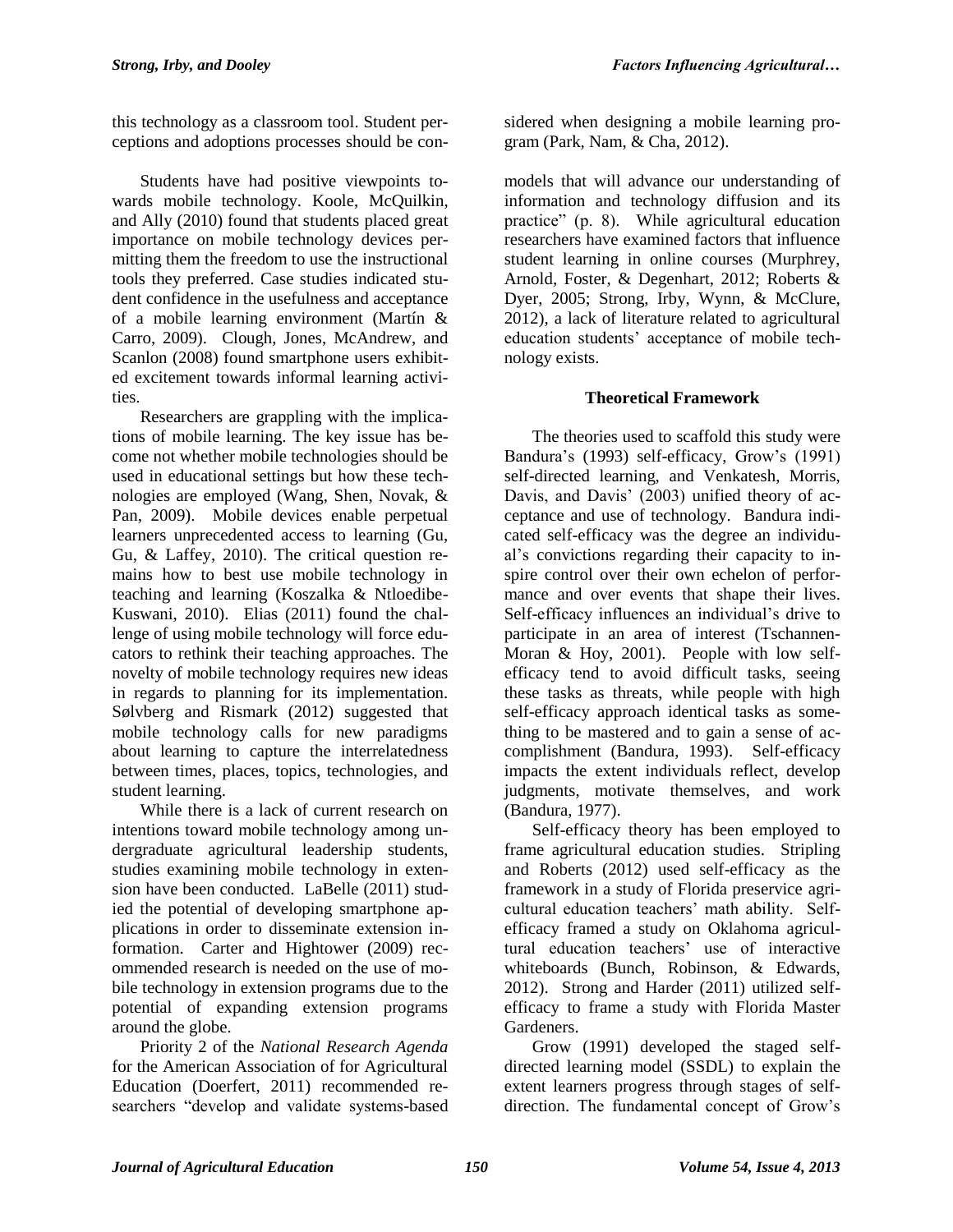this technology as a classroom tool. Student perceptions and adoptions processes should be considered when designing a mobile learning program (Park, Nam, & Cha, 2012).

Students have had positive viewpoints towards mobile technology. Koole, McQuilkin, and Ally (2010) found that students placed great importance on mobile technology devices permitting them the freedom to use the instructional tools they preferred. Case studies indicated student confidence in the usefulness and acceptance of a mobile learning environment (Martín & Carro, 2009). Clough, Jones, McAndrew, and Scanlon (2008) found smartphone users exhibited excitement towards informal learning activities.

Researchers are grappling with the implications of mobile learning. The key issue has become not whether mobile technologies should be used in educational settings but how these technologies are employed (Wang, Shen, Novak, & Pan, 2009). Mobile devices enable perpetual learners unprecedented access to learning (Gu, Gu, & Laffey, 2010). The critical question remains how to best use mobile technology in teaching and learning (Koszalka & Ntloedibe-Kuswani, 2010). Elias (2011) found the challenge of using mobile technology will force educators to rethink their teaching approaches. The novelty of mobile technology requires new ideas in regards to planning for its implementation. Sølvberg and Rismark (2012) suggested that mobile technology calls for new paradigms about learning to capture the interrelatedness between times, places, topics, technologies, and student learning.

While there is a lack of current research on intentions toward mobile technology among undergraduate agricultural leadership students, studies examining mobile technology in extension have been conducted. LaBelle (2011) studied the potential of developing smartphone applications in order to disseminate extension information. Carter and Hightower (2009) recommended research is needed on the use of mobile technology in extension programs due to the potential of expanding extension programs around the globe.

Priority 2 of the *National Research Agenda* for the American Association of for Agricultural Education (Doerfert, 2011) recommended researchers "develop and validate systems-based models that will advance our understanding of information and technology diffusion and its practice" (p. 8). While agricultural education researchers have examined factors that influence student learning in online courses (Murphrey, Arnold, Foster, & Degenhart, 2012; Roberts & Dyer, 2005; Strong, Irby, Wynn, & McClure, 2012), a lack of literature related to agricultural education students' acceptance of mobile technology exists.

## Theoretical Framework

The theories used to scaffold this study were Bandura's (1993) self-efficacy, Grow's (1991) self-directed learning, and Venkatesh, Morris, Davis, and Davis' (2003) unified theory of acceptance and use of technology. Bandura indicated self-efficacy was the degree an individual's convictions regarding their capacity to inspire control over their own echelon of performance and over events that shape their lives. Self-efficacy influences an individual's drive to participate in an area of interest (Tschannen-Moran & Hoy, 2001). People with low self-efficacy tend to avoid difficult tasks, seeing these tasks as threats, while people with high self-efficacy approach identical tasks as something to be mastered and to gain a sense of accomplishment (Bandura, 1993). Self-efficacy impacts the extent individuals reflect, develop judgments, motivate themselves, and work (Bandura, 1977).

Self-efficacy theory has been employed to frame agricultural education studies. Stripling and Roberts (2012) used self-efficacy as the framework in a study of Florida preservice agricultural education teachers' math ability. Self-efficacy framed a study on Oklahoma agricultural education teachers' use of interactive whiteboards (Bunch, Robinson, & Edwards, 2012). Strong and Harder (2011) utilized self-efficacy to frame a study with Florida Master Gardeners.

Grow (1991) developed the staged self-directed learning model (SSDL) to explain the extent learners progress through stages of self-direction. The fundamental concept of Grow's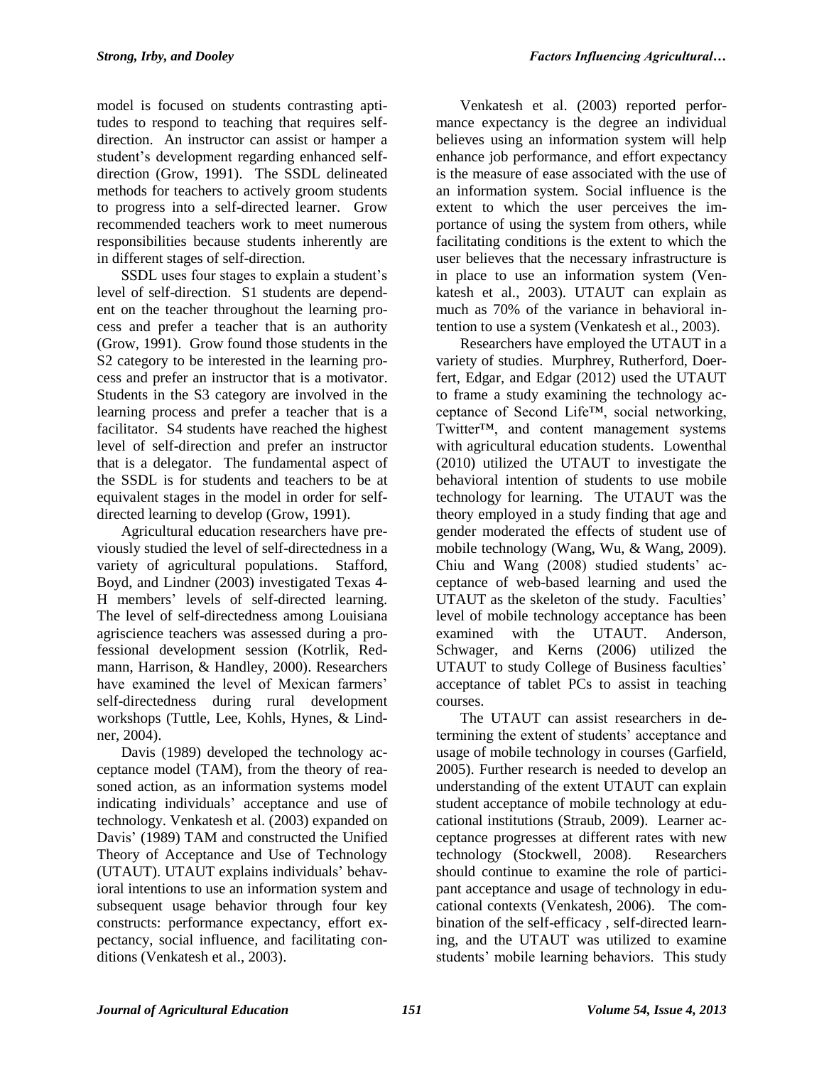model is focused on students contrasting aptitudes to respond to teaching that requires self-direction. An instructor can assist or hamper a student's development regarding enhanced self-direction (Grow, 1991). The SSDL delineated methods for teachers to actively groom students to progress into a self-directed learner. Grow recommended teachers work to meet numerous responsibilities because students inherently are in different stages of self-direction.

SSDL uses four stages to explain a student's level of self-direction. S1 students are dependent on the teacher throughout the learning process and prefer a teacher that is an authority (Grow, 1991). Grow found those students in the S2 category to be interested in the learning process and prefer an instructor that is a motivator. Students in the S3 category are involved in the learning process and prefer a teacher that is a facilitator. S4 students have reached the highest level of self-direction and prefer an instructor that is a delegator. The fundamental aspect of the SSDL is for students and teachers to be at equivalent stages in the model in order for self-directed learning to develop (Grow, 1991).

Agricultural education researchers have previously studied the level of self-directedness in a variety of agricultural populations. Stafford, Boyd, and Lindner (2003) investigated Texas 4-H members' levels of self-directed learning. The level of self-directedness among Louisiana agriscience teachers was assessed during a professional development session (Kotrlik, Redmann, Harrison, & Handley, 2000). Researchers have examined the level of Mexican farmers' self-directedness during rural development workshops (Tuttle, Lee, Kohls, Hynes, & Lindner, 2004).

Davis (1989) developed the technology acceptance model (TAM), from the theory of reasoned action, as an information systems model indicating individuals' acceptance and use of technology. Venkatesh et al. (2003) expanded on Davis' (1989) TAM and constructed the Unified Theory of Acceptance and Use of Technology (UTAUT). UTAUT explains individuals' behavioral intentions to use an information system and subsequent usage behavior through four key constructs: performance expectancy, effort expectancy, social influence, and facilitating conditions (Venkatesh et al., 2003).

Venkatesh et al. (2003) reported performance expectancy is the degree an individual believes using an information system will help enhance job performance, and effort expectancy is the measure of ease associated with the use of an information system. Social influence is the extent to which the user perceives the importance of using the system from others, while facilitating conditions is the extent to which the user believes that the necessary infrastructure is in place to use an information system (Venkatesh et al., 2003). UTAUT can explain as much as 70% of the variance in behavioral intention to use a system (Venkatesh et al., 2003).

Researchers have employed the UTAUT in a variety of studies. Murphrey, Rutherford, Doerfert, Edgar, and Edgar (2012) used the UTAUT to frame a study examining the technology acceptance of Second Life™, social networking, Twitter™, and content management systems with agricultural education students. Lowenthal (2010) utilized the UTAUT to investigate the behavioral intention of students to use mobile technology for learning. The UTAUT was the theory employed in a study finding that age and gender moderated the effects of student use of mobile technology (Wang, Wu, & Wang, 2009). Chiu and Wang (2008) studied students' acceptance of web-based learning and used the UTAUT as the skeleton of the study. Faculties' level of mobile technology acceptance has been examined with the UTAUT. Anderson, Schwager, and Kerns (2006) utilized the UTAUT to study College of Business faculties' acceptance of tablet PCs to assist in teaching courses.

The UTAUT can assist researchers in determining the extent of students' acceptance and usage of mobile technology in courses (Garfield, 2005). Further research is needed to develop an understanding of the extent UTAUT can explain student acceptance of mobile technology at educational institutions (Straub, 2009). Learner acceptance progresses at different rates with new technology (Stockwell, 2008). Researchers should continue to examine the role of participant acceptance and usage of technology in educational contexts (Venkatesh, 2006). The combination of the self-efficacy , self-directed learning, and the UTAUT was utilized to examine students' mobile learning behaviors. This study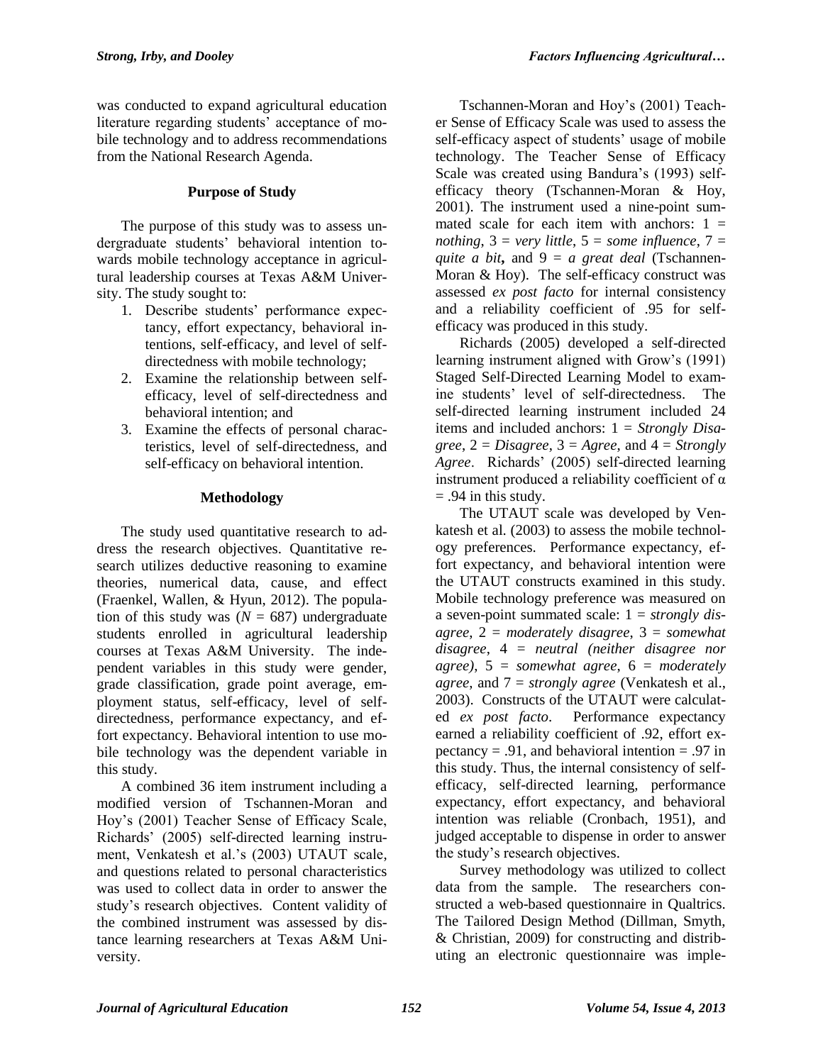was conducted to expand agricultural education literature regarding students' acceptance of mobile technology and to address recommendations from the National Research Agenda.

## Purpose of Study

The purpose of this study was to assess undergraduate students' behavioral intention towards mobile technology acceptance in agricultural leadership courses at Texas A&M University. The study sought to:

1. Describe students' performance expectancy, effort expectancy, behavioral intentions, self-efficacy, and level of self-directedness with mobile technology;
2. Examine the relationship between self-efficacy, level of self-directedness and behavioral intention; and
3. Examine the effects of personal characteristics, level of self-directedness, and self-efficacy on behavioral intention.

## Methodology

The study used quantitative research to address the research objectives. Quantitative research utilizes deductive reasoning to examine theories, numerical data, cause, and effect (Fraenkel, Wallen, & Hyun, 2012). The population of this study was ($N$ = 687) undergraduate students enrolled in agricultural leadership courses at Texas A&M University. The independent variables in this study were gender, grade classification, grade point average, employment status, self-efficacy, level of self-directedness, performance expectancy, and effort expectancy. Behavioral intention to use mobile technology was the dependent variable in this study.

A combined 36 item instrument including a modified version of Tschannen-Moran and Hoy's (2001) Teacher Sense of Efficacy Scale, Richards' (2005) self-directed learning instrument, Venkatesh et al.'s (2003) UTAUT scale, and questions related to personal characteristics was used to collect data in order to answer the study's research objectives. Content validity of the combined instrument was assessed by distance learning researchers at Texas A&M University.

Tschannen-Moran and Hoy's (2001) Teacher Sense of Efficacy Scale was used to assess the self-efficacy aspect of students' usage of mobile technology. The Teacher Sense of Efficacy Scale was created using Bandura's (1993) self-efficacy theory (Tschannen-Moran & Hoy, 2001). The instrument used a nine-point summated scale for each item with anchors: 1 = *nothing*, 3 = *very little*, 5 = *some influence*, 7 = *quite a bit*, and 9 = *a great deal* (Tschannen-Moran & Hoy). The self-efficacy construct was assessed *ex post facto* for internal consistency and a reliability coefficient of .95 for self-efficacy was produced in this study.

Richards (2005) developed a self-directed learning instrument aligned with Grow's (1991) Staged Self-Directed Learning Model to examine students' level of self-directedness. The self-directed learning instrument included 24 items and included anchors: 1 = *Strongly Disagree*, 2 = *Disagree*, 3 = *Agree*, and 4 = *Strongly Agree*. Richards' (2005) self-directed learning instrument produced a reliability coefficient of $\alpha$ = .94 in this study.

The UTAUT scale was developed by Venkatesh et al. (2003) to assess the mobile technology preferences. Performance expectancy, effort expectancy, and behavioral intention were the UTAUT constructs examined in this study. Mobile technology preference was measured on a seven-point summated scale: 1 = *strongly disagree*, 2 = *moderately disagree*, 3 = *somewhat disagree*, 4 = *neutral (neither disagree nor agree)*, 5 = *somewhat agree*, 6 = *moderately agree*, and 7 = *strongly agree* (Venkatesh et al., 2003). Constructs of the UTAUT were calculated *ex post facto*. Performance expectancy earned a reliability coefficient of .92, effort expectancy = .91, and behavioral intention = .97 in this study. Thus, the internal consistency of self-efficacy, self-directed learning, performance expectancy, effort expectancy, and behavioral intention was reliable (Cronbach, 1951), and judged acceptable to dispense in order to answer the study's research objectives.

Survey methodology was utilized to collect data from the sample. The researchers constructed a web-based questionnaire in Qualtrics. The Tailored Design Method (Dillman, Smyth, & Christian, 2009) for constructing and distributing an electronic questionnaire was imple-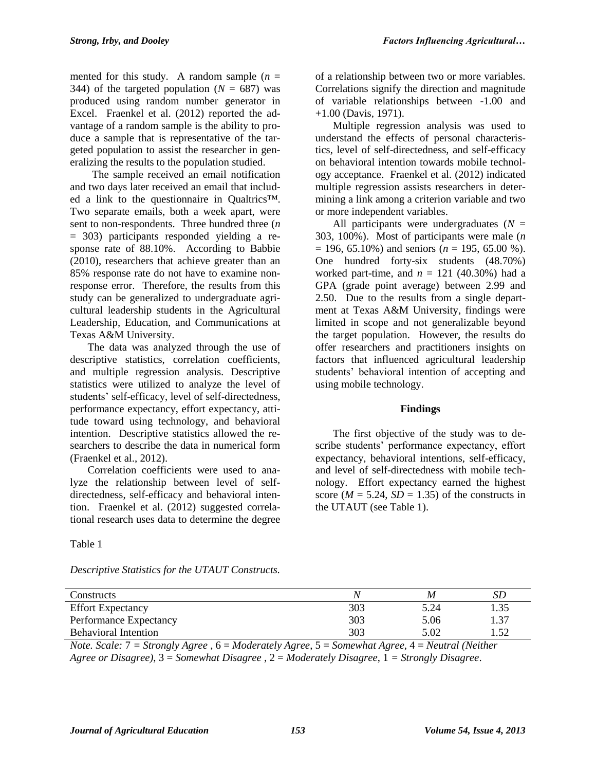mented for this study. A random sample ($n$ = 344) of the targeted population ($N$ = 687) was produced using random number generator in Excel. Fraenkel et al. (2012) reported the advantage of a random sample is the ability to produce a sample that is representative of the targeted population to assist the researcher in generalizing the results to the population studied.

The sample received an email notification and two days later received an email that included a link to the questionnaire in Qualtrics™. Two separate emails, both a week apart, were sent to non-respondents. Three hundred three ($n$ = 303) participants responded yielding a response rate of 88.10%. According to Babbie (2010), researchers that achieve greater than an 85% response rate do not have to examine nonresponse error. Therefore, the results from this study can be generalized to undergraduate agricultural leadership students in the Agricultural Leadership, Education, and Communications at Texas A&M University.

The data was analyzed through the use of descriptive statistics, correlation coefficients, and multiple regression analysis. Descriptive statistics were utilized to analyze the level of students' self-efficacy, level of self-directedness, performance expectancy, effort expectancy, attitude toward using technology, and behavioral intention. Descriptive statistics allowed the researchers to describe the data in numerical form (Fraenkel et al., 2012).

Correlation coefficients were used to analyze the relationship between level of self-directedness, self-efficacy and behavioral intention. Fraenkel et al. (2012) suggested correlational research uses data to determine the degree of a relationship between two or more variables. Correlations signify the direction and magnitude of variable relationships between -1.00 and +1.00 (Davis, 1971).

Multiple regression analysis was used to understand the effects of personal characteristics, level of self-directedness, and self-efficacy on behavioral intention towards mobile technology acceptance. Fraenkel et al. (2012) indicated multiple regression assists researchers in determining a link among a criterion variable and two or more independent variables.

All participants were undergraduates ($N$ = 303, 100%). Most of participants were male ($n$ = 196, 65.10%) and seniors ($n$ = 195, 65.00 %). One hundred forty-six students (48.70%) worked part-time, and $n$ = 121 (40.30%) had a GPA (grade point average) between 2.99 and 2.50. Due to the results from a single department at Texas A&M University, findings were limited in scope and not generalizable beyond the target population. However, the results do offer researchers and practitioners insights on factors that influenced agricultural leadership students' behavioral intention of accepting and using mobile technology.

## Findings

The first objective of the study was to describe students' performance expectancy, effort expectancy, behavioral intentions, self-efficacy, and level of self-directedness with mobile technology. Effort expectancy earned the highest score ($M$ = 5.24, $SD$ = 1.35) of the constructs in the UTAUT (see Table 1).

Table 1

*Descriptive Statistics for the UTAUT Constructs.*

| Constructs | $N$ | $M$ | $SD$ |
|---|---|---|---|
| Effort Expectancy | 303 | 5.24 | 1.35 |
| Performance Expectancy | 303 | 5.06 | 1.37 |
| Behavioral Intention | 303 | 5.02 | 1.52 |

*Note. Scale:* 7 = *Strongly Agree* , 6 = *Moderately Agree*, 5 = *Somewhat Agree*, 4 = *Neutral (Neither Agree or Disagree)*, 3 = *Somewhat Disagree* , 2 = *Moderately Disagree*, 1 = *Strongly Disagree*.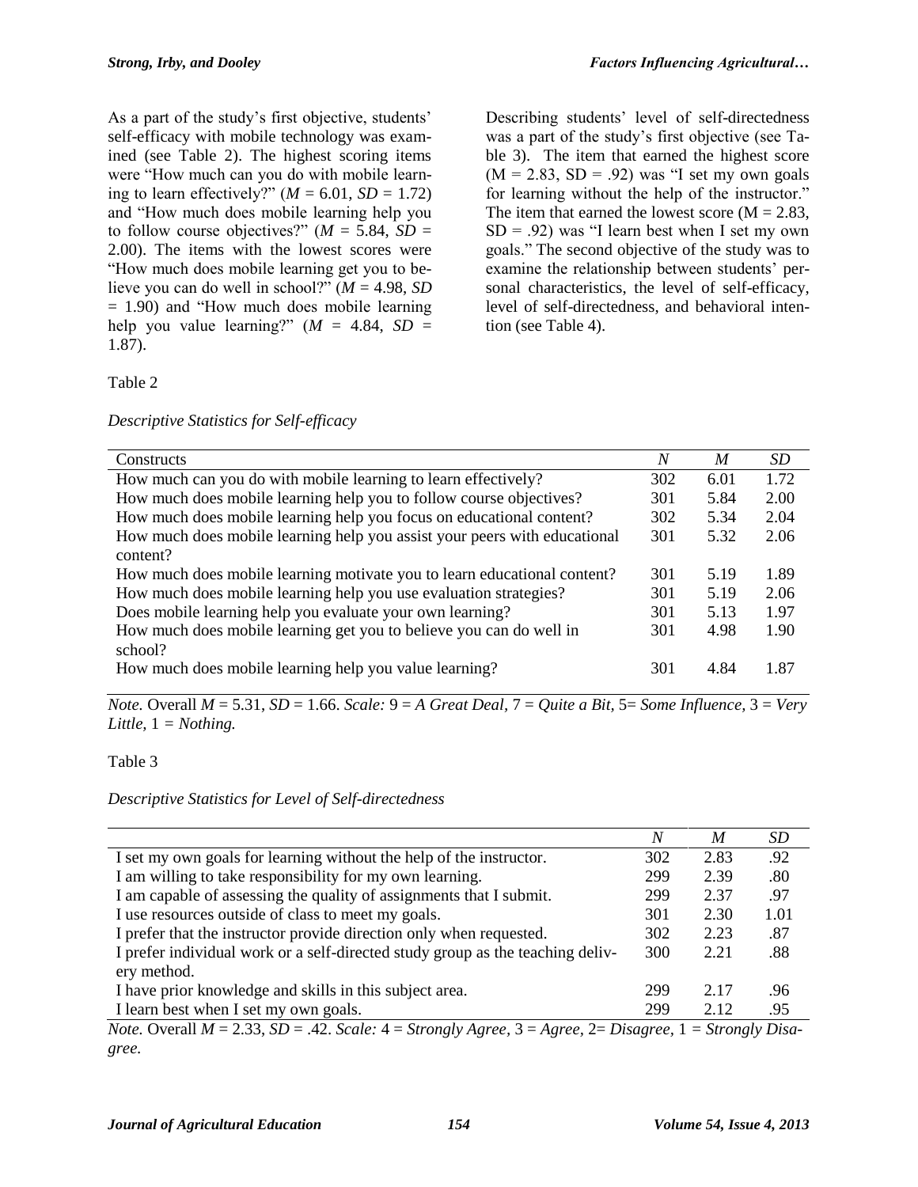As a part of the study's first objective, students' self-efficacy with mobile technology was examined (see Table 2). The highest scoring items were "How much can you do with mobile learning to learn effectively?" ($M$ = 6.01, $SD$ = 1.72) and "How much does mobile learning help you to follow course objectives?" ($M$ = 5.84, $SD$ = 2.00). The items with the lowest scores were "How much does mobile learning get you to believe you can do well in school?" ($M$ = 4.98, $SD$ = 1.90) and "How much does mobile learning help you value learning?" ($M$ = 4.84, $SD$ = 1.87).

Describing students' level of self-directedness was a part of the study's first objective (see Table 3). The item that earned the highest score (M = 2.83, SD = .92) was "I set my own goals for learning without the help of the instructor." The item that earned the lowest score (M = 2.83, SD = .92) was "I learn best when I set my own goals." The second objective of the study was to examine the relationship between students' personal characteristics, the level of self-efficacy, level of self-directedness, and behavioral intention (see Table 4).

Table 2

*Descriptive Statistics for Self-efficacy*

| Constructs | $N$ | $M$ | $SD$ |
|---|---|---|---|
| How much can you do with mobile learning to learn effectively? | 302 | 6.01 | 1.72 |
| How much does mobile learning help you to follow course objectives? | 301 | 5.84 | 2.00 |
| How much does mobile learning help you focus on educational content? | 302 | 5.34 | 2.04 |
| How much does mobile learning help you assist your peers with educational content? | 301 | 5.32 | 2.06 |
| How much does mobile learning motivate you to learn educational content? | 301 | 5.19 | 1.89 |
| How much does mobile learning help you use evaluation strategies? | 301 | 5.19 | 2.06 |
| Does mobile learning help you evaluate your own learning? | 301 | 5.13 | 1.97 |
| How much does mobile learning get you to believe you can do well in school? | 301 | 4.98 | 1.90 |
| How much does mobile learning help you value learning? | 301 | 4.84 | 1.87 |

*Note.* Overall $M$ = 5.31, $SD$ = 1.66. *Scale:* 9 = *A Great Deal,* 7 = *Quite a Bit,* 5= *Some Influence,* 3 = *Very Little,* 1 = *Nothing.*

Table 3

*Descriptive Statistics for Level of Self-directedness*

| | $N$ | $M$ | $SD$ |
|---|---|---|---|
| I set my own goals for learning without the help of the instructor. | 302 | 2.83 | .92 |
| I am willing to take responsibility for my own learning. | 299 | 2.39 | .80 |
| I am capable of assessing the quality of assignments that I submit. | 299 | 2.37 | .97 |
| I use resources outside of class to meet my goals. | 301 | 2.30 | 1.01 |
| I prefer that the instructor provide direction only when requested. | 302 | 2.23 | .87 |
| I prefer individual work or a self-directed study group as the teaching delivery method. | 300 | 2.21 | .88 |
| I have prior knowledge and skills in this subject area. | 299 | 2.17 | .96 |
| I learn best when I set my own goals. | 299 | 2.12 | .95 |

*Note.* Overall $M$ = 2.33, $SD$ = .42. *Scale:* 4 = *Strongly Agree,* 3 = *Agree,* 2= *Disagree,* 1 = *Strongly Disagree.*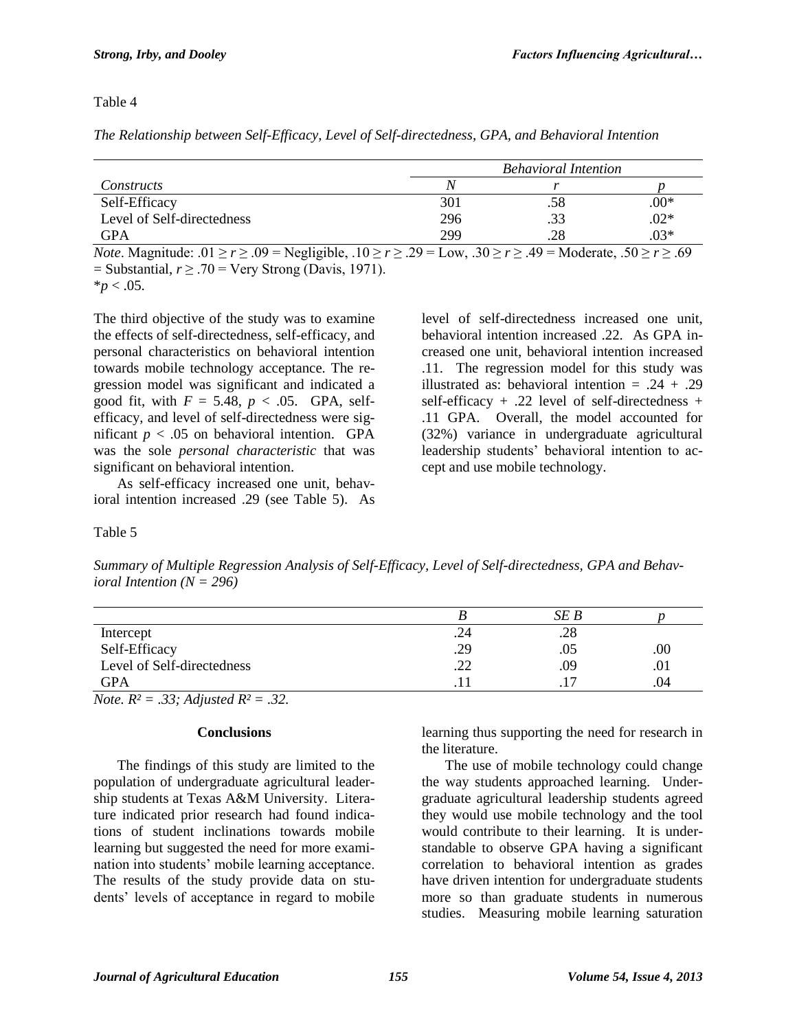Table 4

*The Relationship between Self-Efficacy, Level of Self-directedness, GPA, and Behavioral Intention*

| | *Behavioral Intention* | | |
|---|---|---|---|
| *Constructs* | *N* | *r* | *p* |
| Self-Efficacy | 301 | .58 | .00* |
| Level of Self-directedness | 296 | .33 | .02* |
| GPA | 299 | .28 | .03* |

*Note*. Magnitude: $.01 \geq r \geq .09$ = Negligible, $.10 \geq r \geq .29$ = Low, $.30 \geq r \geq .49$ = Moderate, $.50 \geq r \geq .69$ = Substantial, $r \geq .70$ = Very Strong (Davis, 1971).
*$p < .05$.

The third objective of the study was to examine the effects of self-directedness, self-efficacy, and personal characteristics on behavioral intention towards mobile technology acceptance. The regression model was significant and indicated a good fit, with $F = 5.48$, $p < .05$. GPA, self-efficacy, and level of self-directedness were significant $p < .05$ on behavioral intention. GPA was the sole *personal characteristic* that was significant on behavioral intention.

As self-efficacy increased one unit, behavioral intention increased .29 (see Table 5). As level of self-directedness increased one unit, behavioral intention increased .22. As GPA increased one unit, behavioral intention increased .11. The regression model for this study was illustrated as: behavioral intention = .24 + .29 self-efficacy + .22 level of self-directedness + .11 GPA. Overall, the model accounted for (32%) variance in undergraduate agricultural leadership students' behavioral intention to accept and use mobile technology.

Table 5

*Summary of Multiple Regression Analysis of Self-Efficacy, Level of Self-directedness, GPA and Behavioral Intention (N = 296)*

| | *B* | *SE B* | *p* |
|---|---|---|---|
| Intercept | .24 | .28 | |
| Self-Efficacy | .29 | .05 | .00 |
| Level of Self-directedness | .22 | .09 | .01 |
| GPA | .11 | .17 | .04 |

*Note.* $R^2 = .33$; Adjusted $R^2 = .32$.

## Conclusions

The findings of this study are limited to the population of undergraduate agricultural leadership students at Texas A&M University. Literature indicated prior research had found indications of student inclinations towards mobile learning but suggested the need for more examination into students' mobile learning acceptance. The results of the study provide data on students' levels of acceptance in regard to mobile learning thus supporting the need for research in the literature.

The use of mobile technology could change the way students approached learning. Undergraduate agricultural leadership students agreed they would use mobile technology and the tool would contribute to their learning. It is understandable to observe GPA having a significant correlation to behavioral intention as grades have driven intention for undergraduate students more so than graduate students in numerous studies. Measuring mobile learning saturation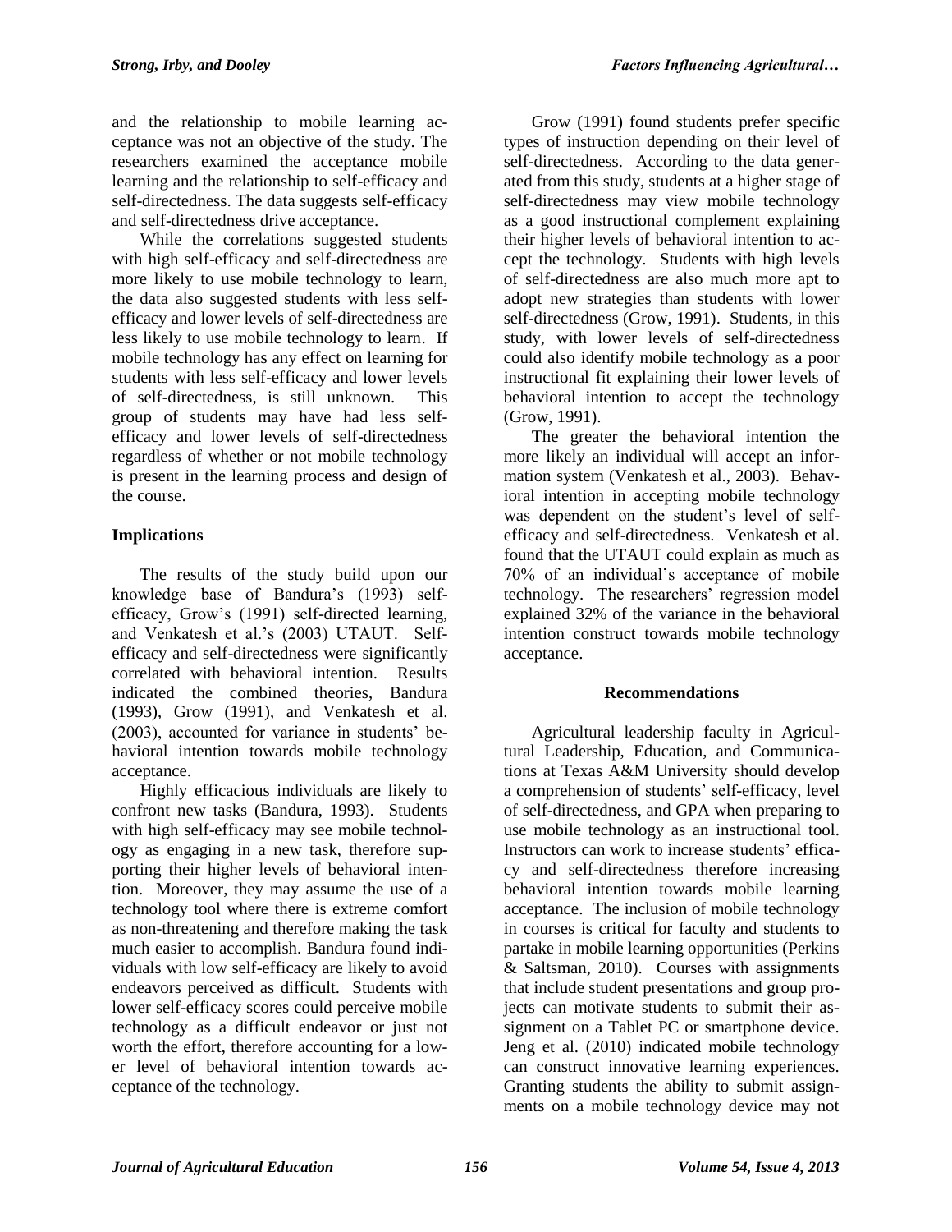and the relationship to mobile learning acceptance was not an objective of the study. The researchers examined the acceptance mobile learning and the relationship to self-efficacy and self-directedness. The data suggests self-efficacy and self-directedness drive acceptance.

While the correlations suggested students with high self-efficacy and self-directedness are more likely to use mobile technology to learn, the data also suggested students with less self-efficacy and lower levels of self-directedness are less likely to use mobile technology to learn. If mobile technology has any effect on learning for students with less self-efficacy and lower levels of self-directedness, is still unknown. This group of students may have had less self-efficacy and lower levels of self-directedness regardless of whether or not mobile technology is present in the learning process and design of the course.

## Implications

The results of the study build upon our knowledge base of Bandura's (1993) self-efficacy, Grow's (1991) self-directed learning, and Venkatesh et al.'s (2003) UTAUT. Self-efficacy and self-directedness were significantly correlated with behavioral intention. Results indicated the combined theories, Bandura (1993), Grow (1991), and Venkatesh et al. (2003), accounted for variance in students' behavioral intention towards mobile technology acceptance.

Highly efficacious individuals are likely to confront new tasks (Bandura, 1993). Students with high self-efficacy may see mobile technology as engaging in a new task, therefore supporting their higher levels of behavioral intention. Moreover, they may assume the use of a technology tool where there is extreme comfort as non-threatening and therefore making the task much easier to accomplish. Bandura found individuals with low self-efficacy are likely to avoid endeavors perceived as difficult. Students with lower self-efficacy scores could perceive mobile technology as a difficult endeavor or just not worth the effort, therefore accounting for a lower level of behavioral intention towards acceptance of the technology.

Grow (1991) found students prefer specific types of instruction depending on their level of self-directedness. According to the data generated from this study, students at a higher stage of self-directedness may view mobile technology as a good instructional complement explaining their higher levels of behavioral intention to accept the technology. Students with high levels of self-directedness are also much more apt to adopt new strategies than students with lower self-directedness (Grow, 1991). Students, in this study, with lower levels of self-directedness could also identify mobile technology as a poor instructional fit explaining their lower levels of behavioral intention to accept the technology (Grow, 1991).

The greater the behavioral intention the more likely an individual will accept an information system (Venkatesh et al., 2003). Behavioral intention in accepting mobile technology was dependent on the student's level of self-efficacy and self-directedness. Venkatesh et al. found that the UTAUT could explain as much as 70% of an individual's acceptance of mobile technology. The researchers' regression model explained 32% of the variance in the behavioral intention construct towards mobile technology acceptance.

## Recommendations

Agricultural leadership faculty in Agricultural Leadership, Education, and Communications at Texas A&M University should develop a comprehension of students' self-efficacy, level of self-directedness, and GPA when preparing to use mobile technology as an instructional tool. Instructors can work to increase students' efficacy and self-directedness therefore increasing behavioral intention towards mobile learning acceptance. The inclusion of mobile technology in courses is critical for faculty and students to partake in mobile learning opportunities (Perkins & Saltsman, 2010). Courses with assignments that include student presentations and group projects can motivate students to submit their assignment on a Tablet PC or smartphone device. Jeng et al. (2010) indicated mobile technology can construct innovative learning experiences. Granting students the ability to submit assignments on a mobile technology device may not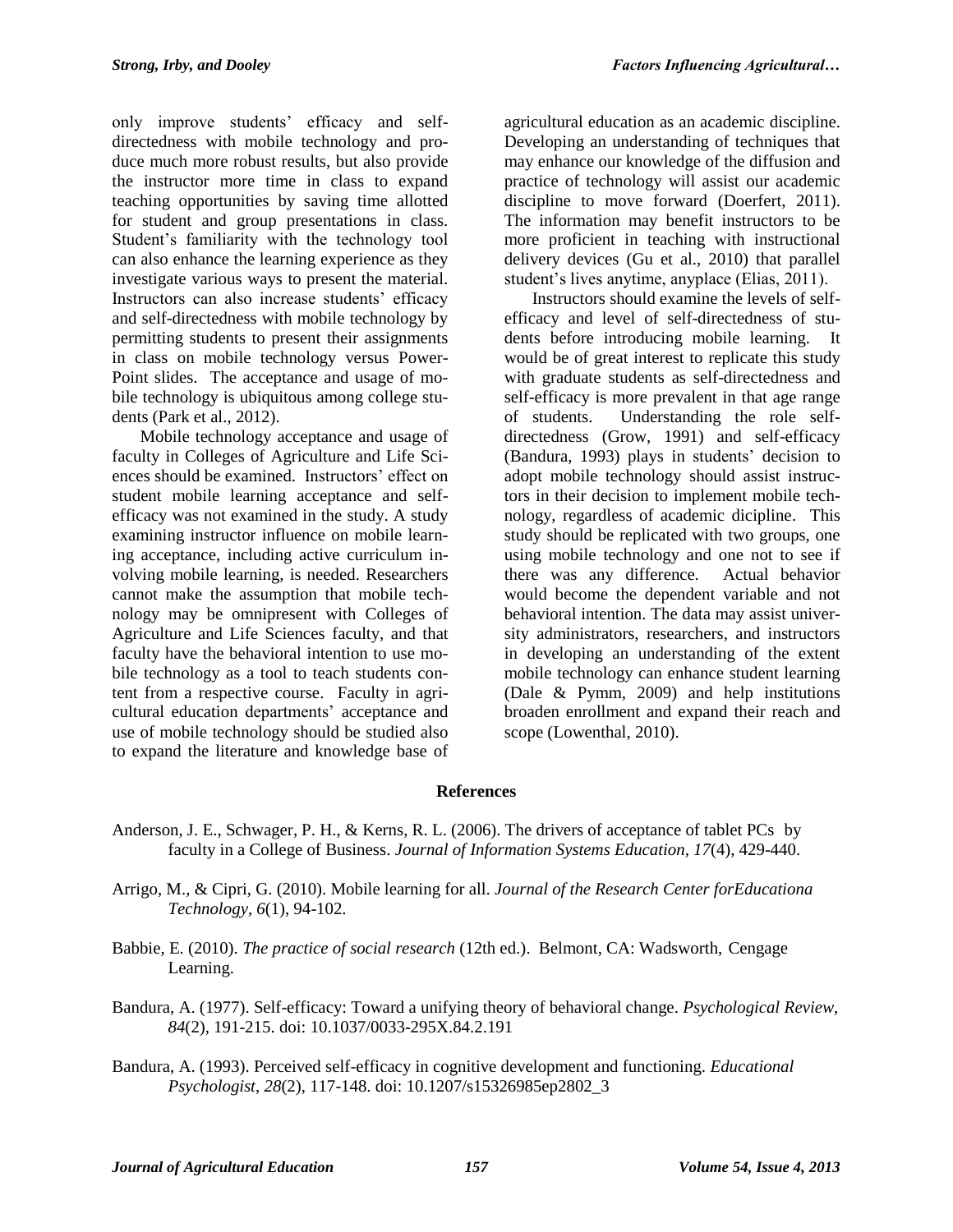only improve students' efficacy and self-directedness with mobile technology and produce much more robust results, but also provide the instructor more time in class to expand teaching opportunities by saving time allotted for student and group presentations in class. Student's familiarity with the technology tool can also enhance the learning experience as they investigate various ways to present the material. Instructors can also increase students' efficacy and self-directedness with mobile technology by permitting students to present their assignments in class on mobile technology versus PowerPoint slides. The acceptance and usage of mobile technology is ubiquitous among college students (Park et al., 2012).

Mobile technology acceptance and usage of faculty in Colleges of Agriculture and Life Sciences should be examined. Instructors' effect on student mobile learning acceptance and self-efficacy was not examined in the study. A study examining instructor influence on mobile learning acceptance, including active curriculum involving mobile learning, is needed. Researchers cannot make the assumption that mobile technology may be omnipresent with Colleges of Agriculture and Life Sciences faculty, and that faculty have the behavioral intention to use mobile technology as a tool to teach students content from a respective course. Faculty in agricultural education departments' acceptance and use of mobile technology should be studied also to expand the literature and knowledge base of agricultural education as an academic discipline. Developing an understanding of techniques that may enhance our knowledge of the diffusion and practice of technology will assist our academic discipline to move forward (Doerfert, 2011). The information may benefit instructors to be more proficient in teaching with instructional delivery devices (Gu et al., 2010) that parallel student's lives anytime, anyplace (Elias, 2011).

Instructors should examine the levels of self-efficacy and level of self-directedness of students before introducing mobile learning. It would be of great interest to replicate this study with graduate students as self-directedness and self-efficacy is more prevalent in that age range of students. Understanding the role self-directedness (Grow, 1991) and self-efficacy (Bandura, 1993) plays in students' decision to adopt mobile technology should assist instructors in their decision to implement mobile technology, regardless of academic dicipline. This study should be replicated with two groups, one using mobile technology and one not to see if there was any difference. Actual behavior would become the dependent variable and not behavioral intention. The data may assist university administrators, researchers, and instructors in developing an understanding of the extent mobile technology can enhance student learning (Dale & Pymm, 2009) and help institutions broaden enrollment and expand their reach and scope (Lowenthal, 2010).

## References

Anderson, J. E., Schwager, P. H., & Kerns, R. L. (2006). The drivers of acceptance of tablet PCs by faculty in a College of Business. *Journal of Information Systems Education*, *17*(4), 429-440.

Arrigo, M., & Cipri, G. (2010). Mobile learning for all. *Journal of the Research Center forEducationa Technology*, *6*(1), 94-102.

Babbie, E. (2010). *The practice of social research* (12th ed.). Belmont, CA: Wadsworth, Cengage Learning.

Bandura, A. (1977). Self-efficacy: Toward a unifying theory of behavioral change. *Psychological Review*, *84*(2), 191-215. doi: 10.1037/0033-295X.84.2.191

Bandura, A. (1993). Perceived self-efficacy in cognitive development and functioning. *Educational Psychologist*, *28*(2), 117-148. doi: 10.1207/s15326985ep2802_3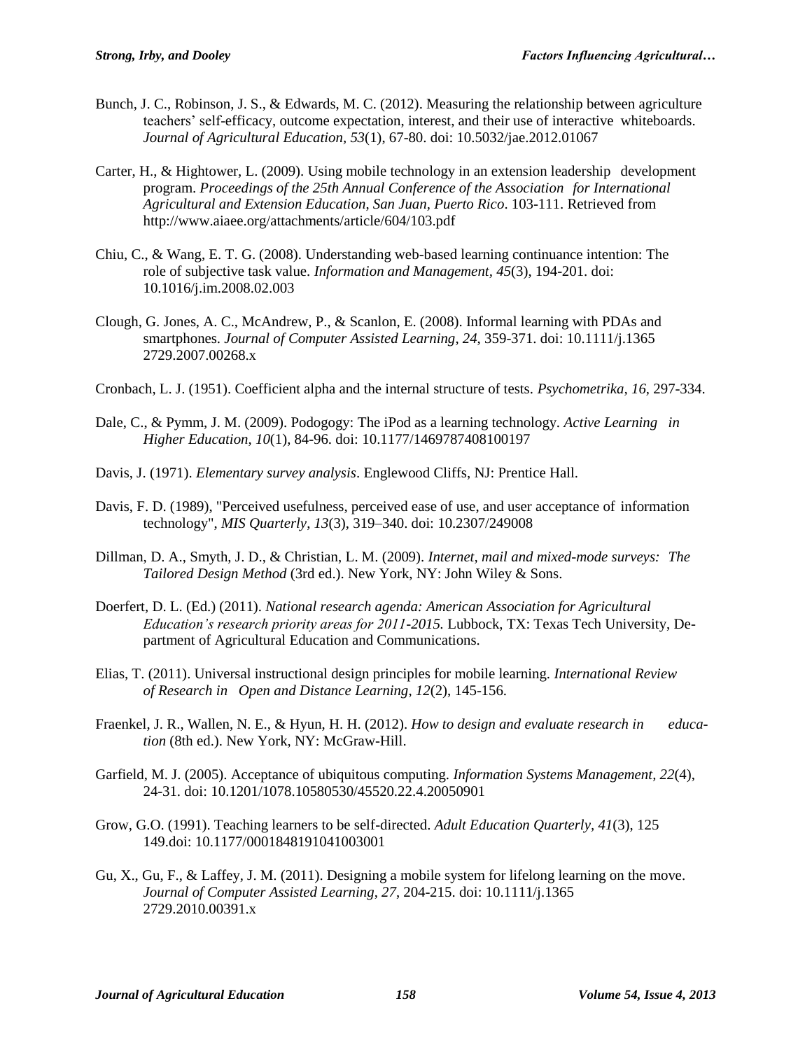Bunch, J. C., Robinson, J. S., & Edwards, M. C. (2012). Measuring the relationship between agriculture teachers' self-efficacy, outcome expectation, interest, and their use of interactive whiteboards. *Journal of Agricultural Education, 53*(1), 67-80. doi: 10.5032/jae.2012.01067

Carter, H., & Hightower, L. (2009). Using mobile technology in an extension leadership development program. *Proceedings of the 25th Annual Conference of the Association for International Agricultural and Extension Education, San Juan, Puerto Rico*. 103-111. Retrieved from http://www.aiaee.org/attachments/article/604/103.pdf

Chiu, C., & Wang, E. T. G. (2008). Understanding web-based learning continuance intention: The role of subjective task value. *Information and Management, 45*(3), 194-201. doi: 10.1016/j.im.2008.02.003

Clough, G. Jones, A. C., McAndrew, P., & Scanlon, E. (2008). Informal learning with PDAs and smartphones. *Journal of Computer Assisted Learning, 24,* 359-371. doi: 10.1111/j.1365 2729.2007.00268.x

Cronbach, L. J. (1951). Coefficient alpha and the internal structure of tests. *Psychometrika, 16,* 297-334.

Dale, C., & Pymm, J. M. (2009). Podogogy: The iPod as a learning technology. *Active Learning in Higher Education, 10*(1), 84-96. doi: 10.1177/1469787408100197

Davis, J. (1971). *Elementary survey analysis*. Englewood Cliffs, NJ: Prentice Hall.

Davis, F. D. (1989), "Perceived usefulness, perceived ease of use, and user acceptance of information technology", *MIS Quarterly, 13*(3), 319–340. doi: 10.2307/249008

Dillman, D. A., Smyth, J. D., & Christian, L. M. (2009). *Internet, mail and mixed-mode surveys: The Tailored Design Method* (3rd ed.). New York, NY: John Wiley & Sons.

Doerfert, D. L. (Ed.) (2011). *National research agenda: American Association for Agricultural Education's research priority areas for 2011-2015.* Lubbock, TX: Texas Tech University, Department of Agricultural Education and Communications.

Elias, T. (2011). Universal instructional design principles for mobile learning. *International Review of Research in Open and Distance Learning, 12*(2), 145-156.

Fraenkel, J. R., Wallen, N. E., & Hyun, H. H. (2012). *How to design and evaluate research in education* (8th ed.). New York, NY: McGraw-Hill.

Garfield, M. J. (2005). Acceptance of ubiquitous computing. *Information Systems Management, 22*(4), 24-31. doi: 10.1201/1078.10580530/45520.22.4.20050901

Grow, G.O. (1991). Teaching learners to be self-directed. *Adult Education Quarterly, 41*(3), 125 149.doi: 10.1177/0001848191041003001

Gu, X., Gu, F., & Laffey, J. M. (2011). Designing a mobile system for lifelong learning on the move. *Journal of Computer Assisted Learning, 27*, 204-215. doi: 10.1111/j.1365 2729.2010.00391.x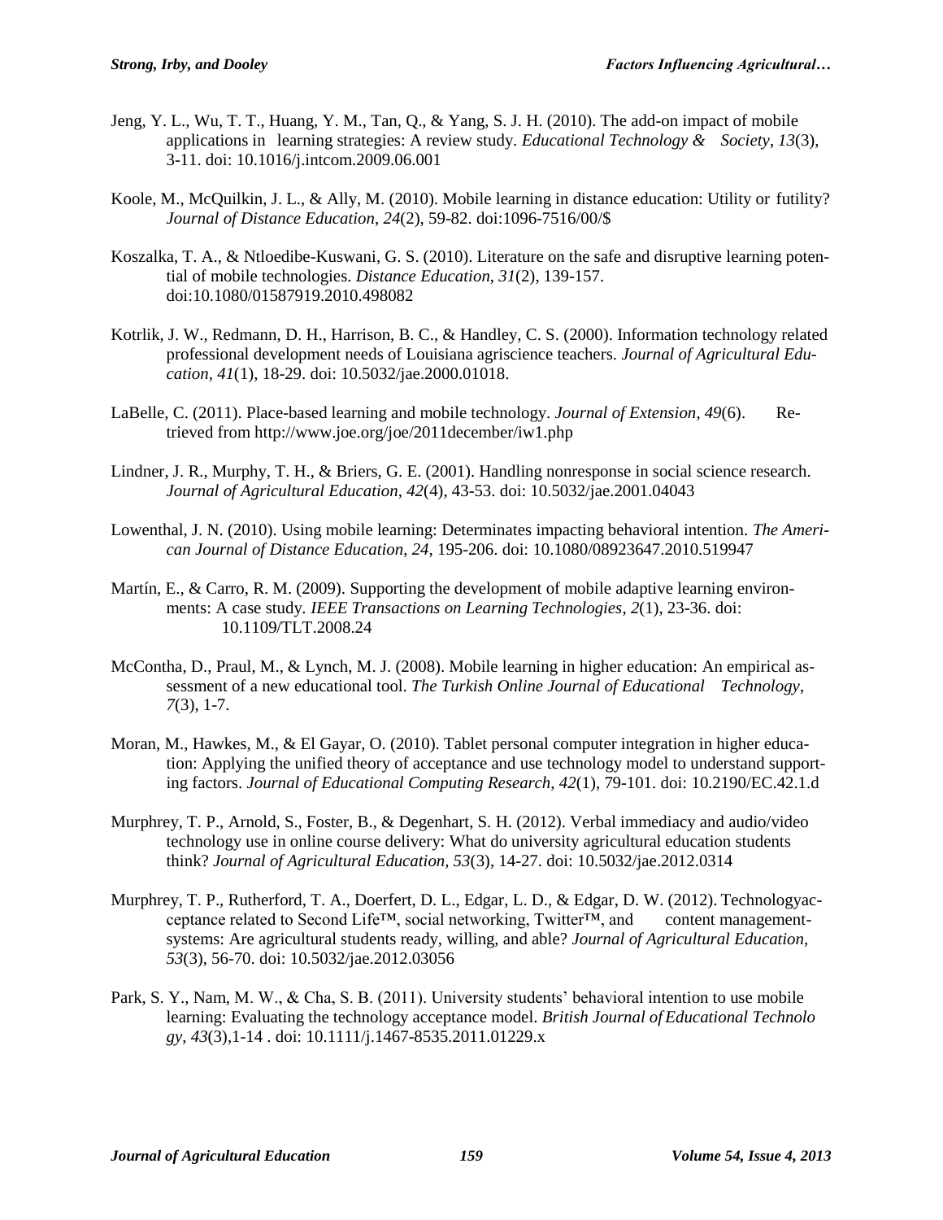Jeng, Y. L., Wu, T. T., Huang, Y. M., Tan, Q., & Yang, S. J. H. (2010). The add-on impact of mobile applications in learning strategies: A review study. *Educational Technology & Society*, *13*(3), 3-11. doi: 10.1016/j.intcom.2009.06.001

Koole, M., McQuilkin, J. L., & Ally, M. (2010). Mobile learning in distance education: Utility or futility? *Journal of Distance Education*, *24*(2), 59-82. doi:1096-7516/00/$

Koszalka, T. A., & Ntloedibe-Kuswani, G. S. (2010). Literature on the safe and disruptive learning potential of mobile technologies. *Distance Education*, *31*(2), 139-157. doi:10.1080/01587919.2010.498082

Kotrlik, J. W., Redmann, D. H., Harrison, B. C., & Handley, C. S. (2000). Information technology related professional development needs of Louisiana agriscience teachers. *Journal of Agricultural Education*, *41*(1), 18-29. doi: 10.5032/jae.2000.01018.

LaBelle, C. (2011). Place-based learning and mobile technology. *Journal of Extension*, *49*(6). Retrieved from http://www.joe.org/joe/2011december/iw1.php

Lindner, J. R., Murphy, T. H., & Briers, G. E. (2001). Handling nonresponse in social science research. *Journal of Agricultural Education, 42*(4), 43-53. doi: 10.5032/jae.2001.04043

Lowenthal, J. N. (2010). Using mobile learning: Determinates impacting behavioral intention. *The American Journal of Distance Education*, *24*, 195-206. doi: 10.1080/08923647.2010.519947

Martín, E., & Carro, R. M. (2009). Supporting the development of mobile adaptive learning environments: A case study. *IEEE Transactions on Learning Technologies*, *2*(1), 23-36. doi: 10.1109/TLT.2008.24

McContha, D., Praul, M., & Lynch, M. J. (2008). Mobile learning in higher education: An empirical assessment of a new educational tool. *The Turkish Online Journal of Educational Technology*, *7*(3), 1-7.

Moran, M., Hawkes, M., & El Gayar, O. (2010). Tablet personal computer integration in higher education: Applying the unified theory of acceptance and use technology model to understand supporting factors. *Journal of Educational Computing Research*, *42*(1), 79-101. doi: 10.2190/EC.42.1.d

Murphrey, T. P., Arnold, S., Foster, B., & Degenhart, S. H. (2012). Verbal immediacy and audio/video technology use in online course delivery: What do university agricultural education students think? *Journal of Agricultural Education, 53*(3), 14-27. doi: 10.5032/jae.2012.0314

Murphrey, T. P., Rutherford, T. A., Doerfert, D. L., Edgar, L. D., & Edgar, D. W. (2012). Technologyacceptance related to Second Life™, social networking, Twitter™, and content managementsystems: Are agricultural students ready, willing, and able? *Journal of Agricultural Education, 53*(3), 56-70. doi: 10.5032/jae.2012.03056

Park, S. Y., Nam, M. W., & Cha, S. B. (2011). University students' behavioral intention to use mobile learning: Evaluating the technology acceptance model. *British Journal of Educational Technology*, *43*(3),1-14 . doi: 10.1111/j.1467-8535.2011.01229.x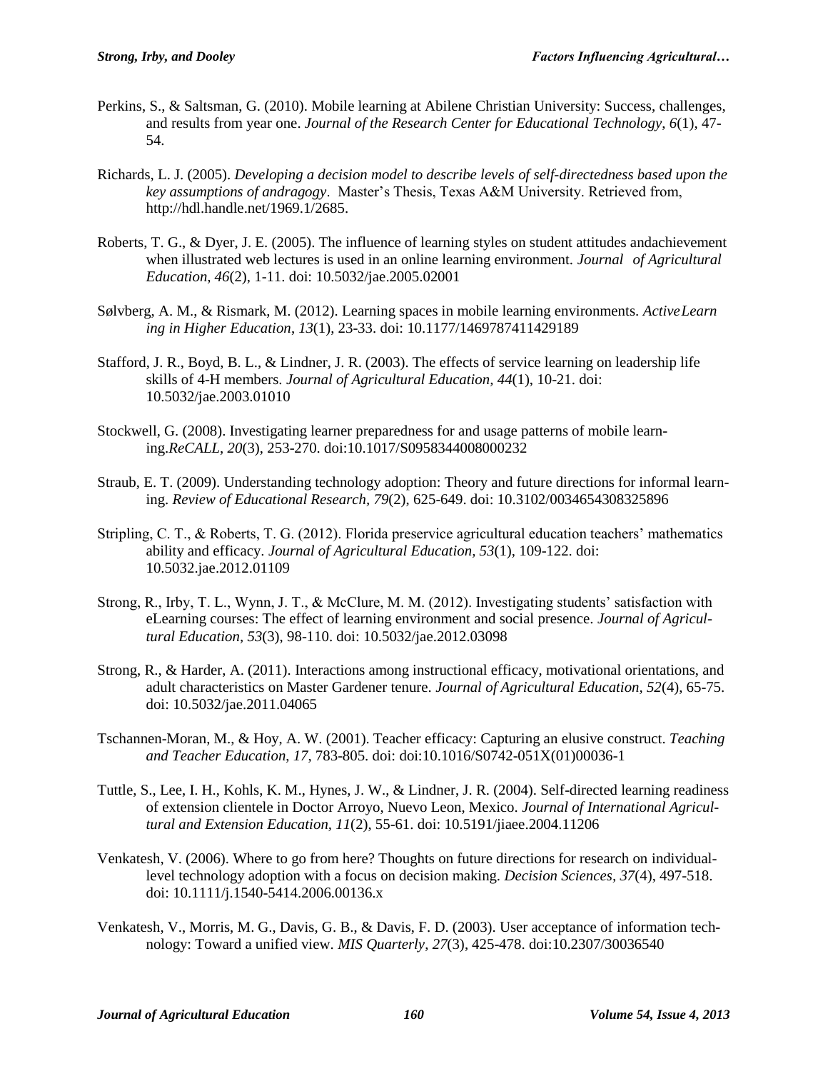Perkins, S., & Saltsman, G. (2010). Mobile learning at Abilene Christian University: Success, challenges, and results from year one. *Journal of the Research Center for Educational Technology*, *6*(1), 47-54.

Richards, L. J. (2005). *Developing a decision model to describe levels of self-directedness based upon the key assumptions of andragogy*. Master's Thesis, Texas A&M University. Retrieved from, http://hdl.handle.net/1969.1/2685.

Roberts, T. G., & Dyer, J. E. (2005). The influence of learning styles on student attitudes andachievement when illustrated web lectures is used in an online learning environment. *Journal of Agricultural Education*, *46*(2), 1-11. doi: 10.5032/jae.2005.02001

Sølvberg, A. M., & Rismark, M. (2012). Learning spaces in mobile learning environments. *ActiveLearning in Higher Education*, *13*(1), 23-33. doi: 10.1177/1469787411429189

Stafford, J. R., Boyd, B. L., & Lindner, J. R. (2003). The effects of service learning on leadership life skills of 4-H members. *Journal of Agricultural Education, 44*(1), 10-21. doi: 10.5032/jae.2003.01010

Stockwell, G. (2008). Investigating learner preparedness for and usage patterns of mobile learning.*ReCALL*, *20*(3), 253-270. doi:10.1017/S0958344008000232

Straub, E. T. (2009). Understanding technology adoption: Theory and future directions for informal learning. *Review of Educational Research, 79*(2), 625-649. doi: 10.3102/0034654308325896

Stripling, C. T., & Roberts, T. G. (2012). Florida preservice agricultural education teachers' mathematics ability and efficacy. *Journal of Agricultural Education, 53*(1), 109-122. doi: 10.5032.jae.2012.01109

Strong, R., Irby, T. L., Wynn, J. T., & McClure, M. M. (2012). Investigating students' satisfaction with eLearning courses: The effect of learning environment and social presence. *Journal of Agricultural Education*, *53*(3), 98-110. doi: 10.5032/jae.2012.03098

Strong, R., & Harder, A. (2011). Interactions among instructional efficacy, motivational orientations, and adult characteristics on Master Gardener tenure. *Journal of Agricultural Education*, *52*(4), 65-75. doi: 10.5032/jae.2011.04065

Tschannen-Moran, M., & Hoy, A. W. (2001). Teacher efficacy: Capturing an elusive construct. *Teaching and Teacher Education*, *17*, 783-805. doi: doi:10.1016/S0742-051X(01)00036-1

Tuttle, S., Lee, I. H., Kohls, K. M., Hynes, J. W., & Lindner, J. R. (2004). Self-directed learning readiness of extension clientele in Doctor Arroyo, Nuevo Leon, Mexico. *Journal of International Agricultural and Extension Education*, *11*(2), 55-61. doi: 10.5191/jiaee.2004.11206

Venkatesh, V. (2006). Where to go from here? Thoughts on future directions for research on individual-level technology adoption with a focus on decision making. *Decision Sciences, 37*(4), 497-518. doi: 10.1111/j.1540-5414.2006.00136.x

Venkatesh, V., Morris, M. G., Davis, G. B., & Davis, F. D. (2003). User acceptance of information technology: Toward a unified view. *MIS Quarterly, 27*(3), 425-478. doi:10.2307/30036540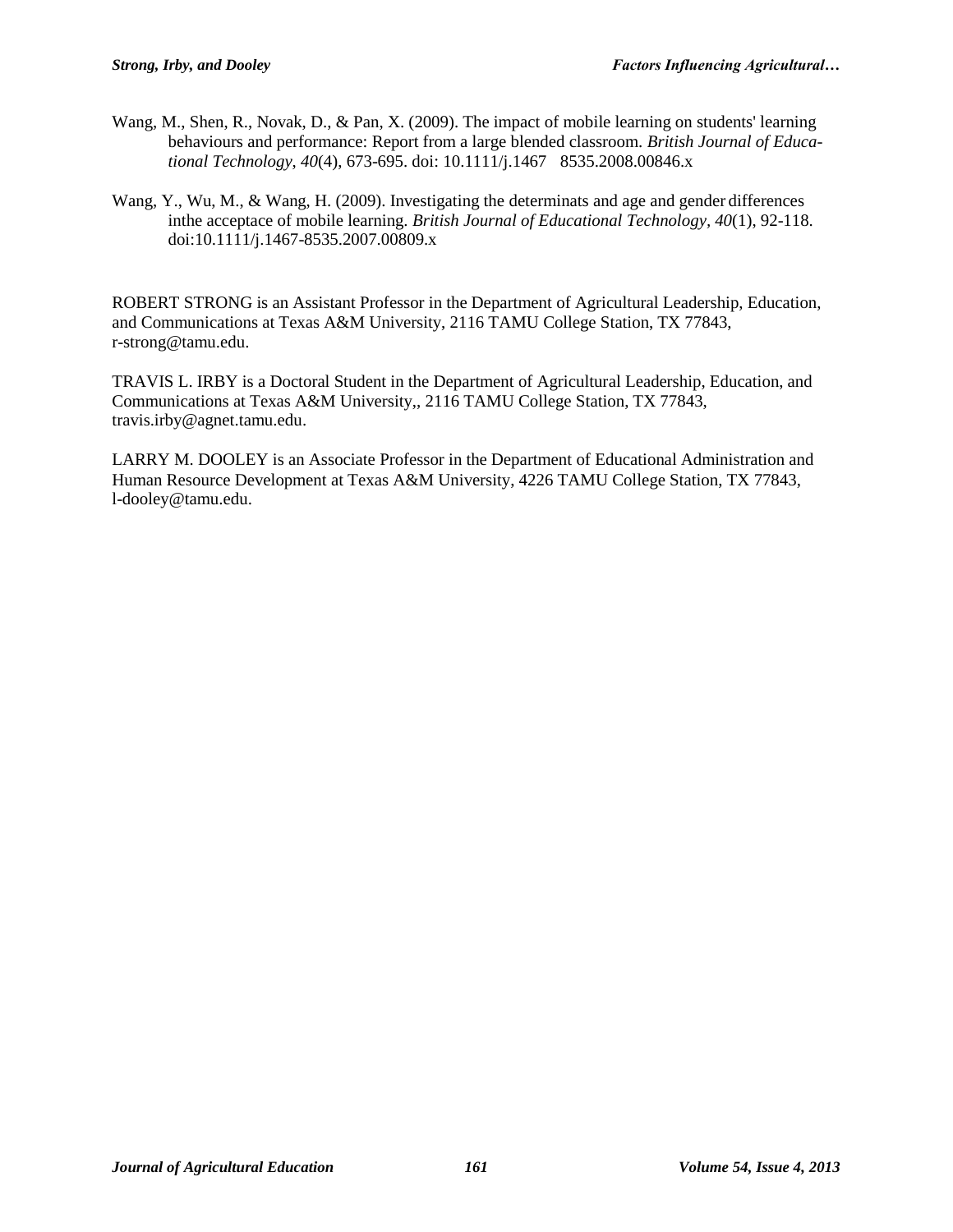Wang, M., Shen, R., Novak, D., & Pan, X. (2009). The impact of mobile learning on students' learning behaviours and performance: Report from a large blended classroom. *British Journal of Educational Technology*, *40*(4), 673-695. doi: 10.1111/j.1467 8535.2008.00846.x

Wang, Y., Wu, M., & Wang, H. (2009). Investigating the determinats and age and gender differences inthe acceptace of mobile learning. *British Journal of Educational Technology*, *40*(1), 92-118. doi:10.1111/j.1467-8535.2007.00809.x

ROBERT STRONG is an Assistant Professor in the Department of Agricultural Leadership, Education, and Communications at Texas A&M University, 2116 TAMU College Station, TX 77843, r-strong@tamu.edu.

TRAVIS L. IRBY is a Doctoral Student in the Department of Agricultural Leadership, Education, and Communications at Texas A&M University,, 2116 TAMU College Station, TX 77843, travis.irby@agnet.tamu.edu.

LARRY M. DOOLEY is an Associate Professor in the Department of Educational Administration and Human Resource Development at Texas A&M University, 4226 TAMU College Station, TX 77843, l-dooley@tamu.edu.